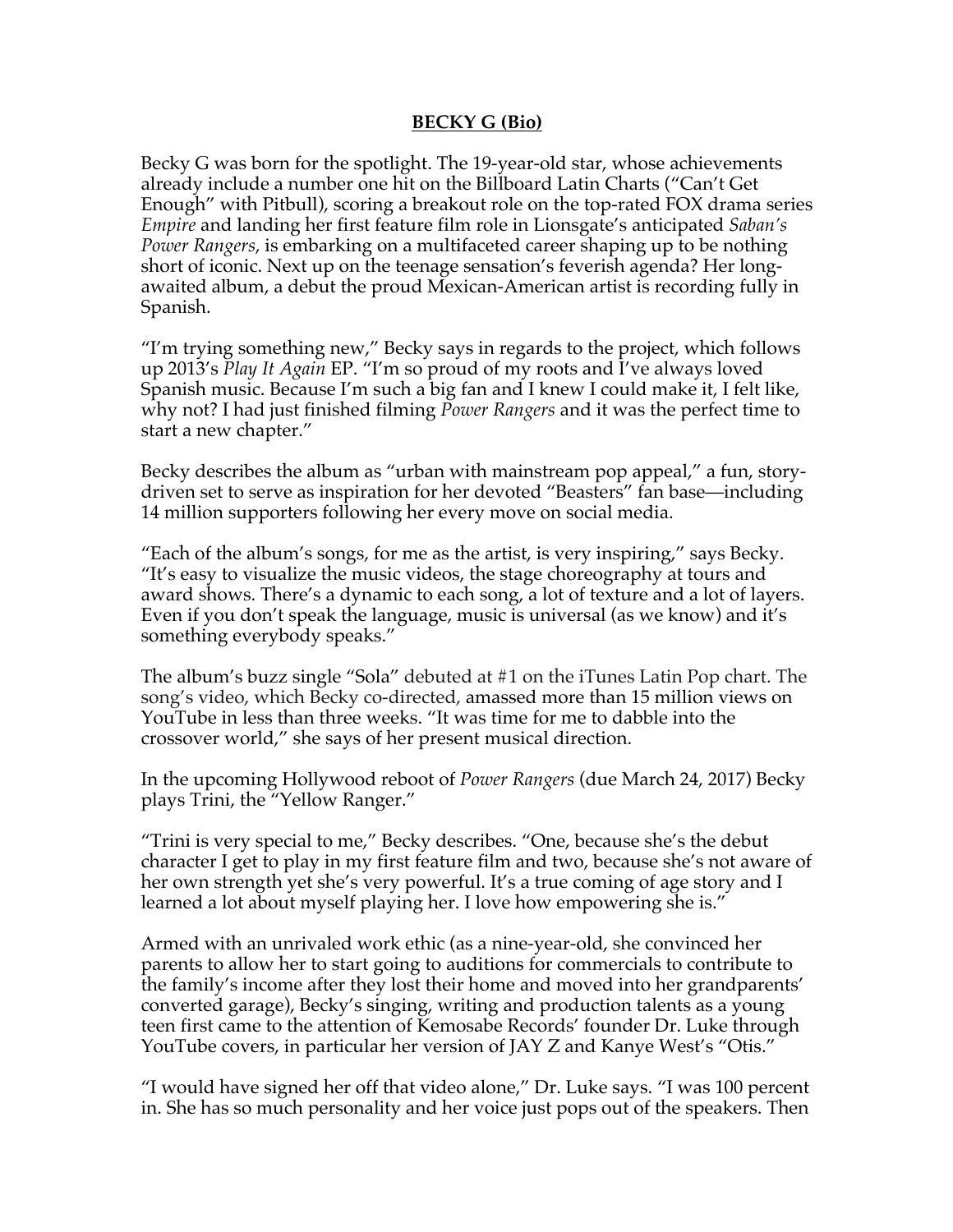**BECKY G (Bio)**

Becky G was born for the spotlight. The 19-year-old star, whose achievements already include a number one hit on the Billboard Latin Charts ("Can't Get Enough" with Pitbull), scoring a breakout role on the top-rated FOX drama series *Empire* and landing her first feature film role in Lionsgate's anticipated *Saban's Power Rangers*, is embarking on a multifaceted career shaping up to be nothing short of iconic. Next up on the teenage sensation's feverish agenda? Her long-awaited album, a debut the proud Mexican-American artist is recording fully in Spanish.

"I'm trying something new," Becky says in regards to the project, which follows up 2013's *Play It Again* EP. "I'm so proud of my roots and I've always loved Spanish music. Because I'm such a big fan and I knew I could make it, I felt like, why not? I had just finished filming *Power Rangers* and it was the perfect time to start a new chapter."

Becky describes the album as "urban with mainstream pop appeal," a fun, story-driven set to serve as inspiration for her devoted "Beasters" fan base—including 14 million supporters following her every move on social media.

"Each of the album's songs, for me as the artist, is very inspiring," says Becky. "It's easy to visualize the music videos, the stage choreography at tours and award shows. There's a dynamic to each song, a lot of texture and a lot of layers. Even if you don't speak the language, music is universal (as we know) and it's something everybody speaks."

The album's buzz single "Sola" debuted at #1 on the iTunes Latin Pop chart. The song's video, which Becky co-directed, amassed more than 15 million views on YouTube in less than three weeks. "It was time for me to dabble into the crossover world," she says of her present musical direction.

In the upcoming Hollywood reboot of *Power Rangers* (due March 24, 2017) Becky plays Trini, the "Yellow Ranger."

"Trini is very special to me," Becky describes. "One, because she's the debut character I get to play in my first feature film and two, because she's not aware of her own strength yet she's very powerful. It's a true coming of age story and I learned a lot about myself playing her. I love how empowering she is."

Armed with an unrivaled work ethic (as a nine-year-old, she convinced her parents to allow her to start going to auditions for commercials to contribute to the family's income after they lost their home and moved into her grandparents' converted garage), Becky's singing, writing and production talents as a young teen first came to the attention of Kemosabe Records' founder Dr. Luke through YouTube covers, in particular her version of JAY Z and Kanye West's "Otis."

"I would have signed her off that video alone," Dr. Luke says. "I was 100 percent in. She has so much personality and her voice just pops out of the speakers. Then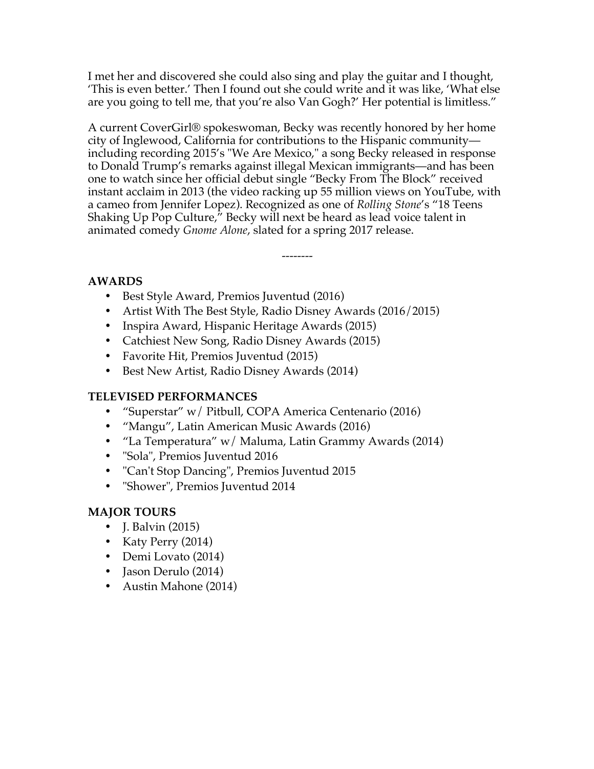I met her and discovered she could also sing and play the guitar and I thought, 'This is even better.' Then I found out she could write and it was like, 'What else are you going to tell me, that you're also Van Gogh?' Her potential is limitless."

A current CoverGirl® spokeswoman, Becky was recently honored by her home city of Inglewood, California for contributions to the Hispanic community—including recording 2015's "We Are Mexico," a song Becky released in response to Donald Trump's remarks against illegal Mexican immigrants—and has been one to watch since her official debut single "Becky From The Block" received instant acclaim in 2013 (the video racking up 55 million views on YouTube, with a cameo from Jennifer Lopez). Recognized as one of *Rolling Stone*'s "18 Teens Shaking Up Pop Culture," Becky will next be heard as lead voice talent in animated comedy *Gnome Alone*, slated for a spring 2017 release.

--------

**AWARDS**

- Best Style Award, Premios Juventud (2016)
- Artist With The Best Style, Radio Disney Awards (2016/2015)
- Inspira Award, Hispanic Heritage Awards (2015)
- Catchiest New Song, Radio Disney Awards (2015)
- Favorite Hit, Premios Juventud (2015)
- Best New Artist, Radio Disney Awards (2014)

**TELEVISED PERFORMANCES**

- "Superstar" w/ Pitbull, COPA America Centenario (2016)
- "Mangu", Latin American Music Awards (2016)
- "La Temperatura" w/ Maluma, Latin Grammy Awards (2014)
- "Sola", Premios Juventud 2016
- "Can't Stop Dancing", Premios Juventud 2015
- "Shower", Premios Juventud 2014

**MAJOR TOURS**

- J. Balvin (2015)
- Katy Perry (2014)
- Demi Lovato (2014)
- Jason Derulo (2014)
- Austin Mahone (2014)